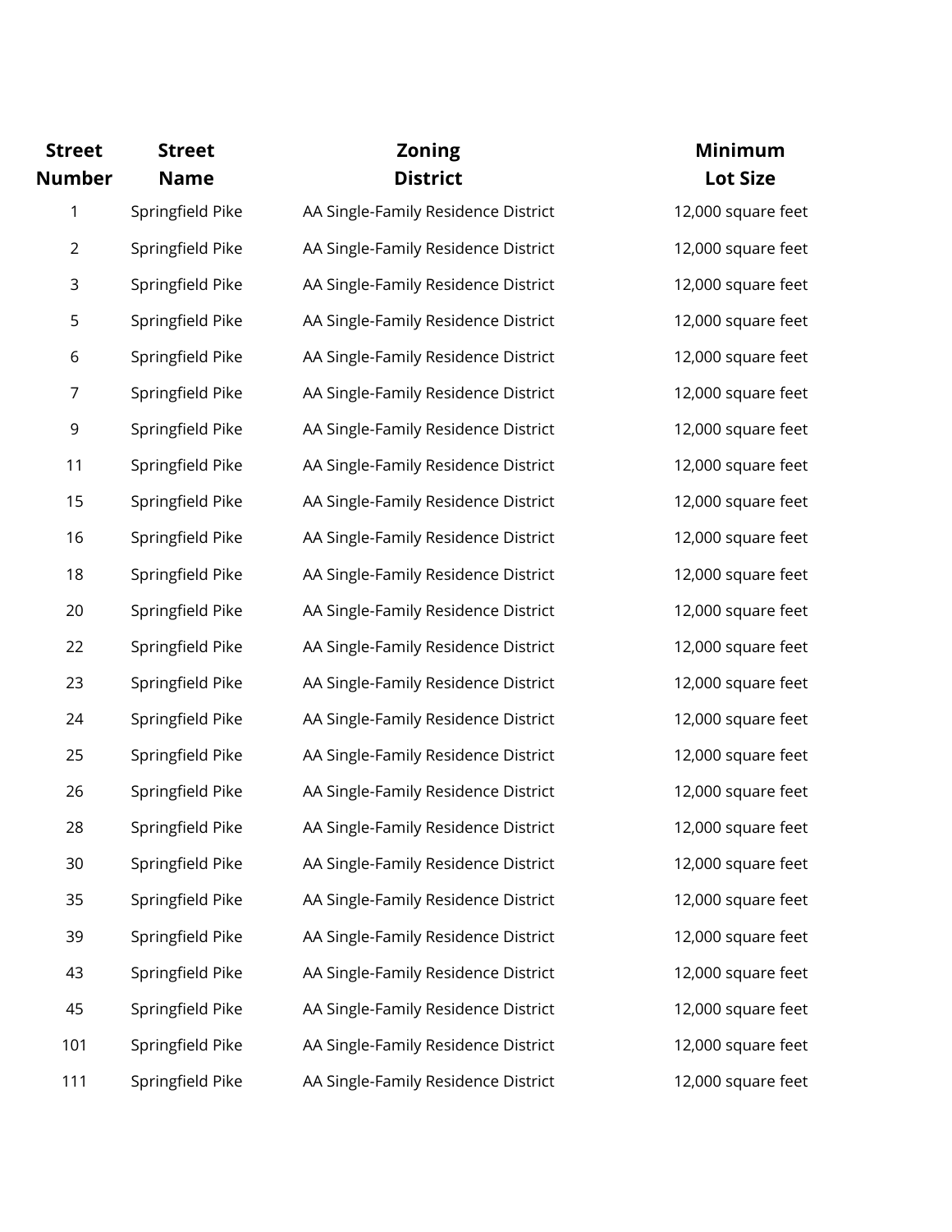| Street Number | Street Name | Zoning District | Minimum Lot Size |
|---|---|---|---|
| 1 | Springfield Pike | AA Single-Family Residence District | 12,000 square feet |
| 2 | Springfield Pike | AA Single-Family Residence District | 12,000 square feet |
| 3 | Springfield Pike | AA Single-Family Residence District | 12,000 square feet |
| 5 | Springfield Pike | AA Single-Family Residence District | 12,000 square feet |
| 6 | Springfield Pike | AA Single-Family Residence District | 12,000 square feet |
| 7 | Springfield Pike | AA Single-Family Residence District | 12,000 square feet |
| 9 | Springfield Pike | AA Single-Family Residence District | 12,000 square feet |
| 11 | Springfield Pike | AA Single-Family Residence District | 12,000 square feet |
| 15 | Springfield Pike | AA Single-Family Residence District | 12,000 square feet |
| 16 | Springfield Pike | AA Single-Family Residence District | 12,000 square feet |
| 18 | Springfield Pike | AA Single-Family Residence District | 12,000 square feet |
| 20 | Springfield Pike | AA Single-Family Residence District | 12,000 square feet |
| 22 | Springfield Pike | AA Single-Family Residence District | 12,000 square feet |
| 23 | Springfield Pike | AA Single-Family Residence District | 12,000 square feet |
| 24 | Springfield Pike | AA Single-Family Residence District | 12,000 square feet |
| 25 | Springfield Pike | AA Single-Family Residence District | 12,000 square feet |
| 26 | Springfield Pike | AA Single-Family Residence District | 12,000 square feet |
| 28 | Springfield Pike | AA Single-Family Residence District | 12,000 square feet |
| 30 | Springfield Pike | AA Single-Family Residence District | 12,000 square feet |
| 35 | Springfield Pike | AA Single-Family Residence District | 12,000 square feet |
| 39 | Springfield Pike | AA Single-Family Residence District | 12,000 square feet |
| 43 | Springfield Pike | AA Single-Family Residence District | 12,000 square feet |
| 45 | Springfield Pike | AA Single-Family Residence District | 12,000 square feet |
| 101 | Springfield Pike | AA Single-Family Residence District | 12,000 square feet |
| 111 | Springfield Pike | AA Single-Family Residence District | 12,000 square feet |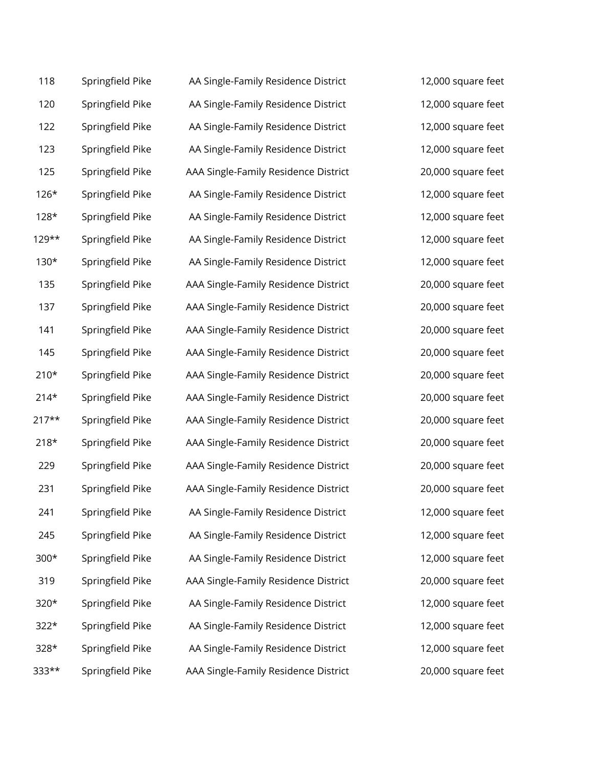| | | | |
|---|---|---|---|
| 118 | Springfield Pike | AA Single-Family Residence District | 12,000 square feet |
| 120 | Springfield Pike | AA Single-Family Residence District | 12,000 square feet |
| 122 | Springfield Pike | AA Single-Family Residence District | 12,000 square feet |
| 123 | Springfield Pike | AA Single-Family Residence District | 12,000 square feet |
| 125 | Springfield Pike | AAA Single-Family Residence District | 20,000 square feet |
| 126* | Springfield Pike | AA Single-Family Residence District | 12,000 square feet |
| 128* | Springfield Pike | AA Single-Family Residence District | 12,000 square feet |
| 129** | Springfield Pike | AA Single-Family Residence District | 12,000 square feet |
| 130* | Springfield Pike | AA Single-Family Residence District | 12,000 square feet |
| 135 | Springfield Pike | AAA Single-Family Residence District | 20,000 square feet |
| 137 | Springfield Pike | AAA Single-Family Residence District | 20,000 square feet |
| 141 | Springfield Pike | AAA Single-Family Residence District | 20,000 square feet |
| 145 | Springfield Pike | AAA Single-Family Residence District | 20,000 square feet |
| 210* | Springfield Pike | AAA Single-Family Residence District | 20,000 square feet |
| 214* | Springfield Pike | AAA Single-Family Residence District | 20,000 square feet |
| 217** | Springfield Pike | AAA Single-Family Residence District | 20,000 square feet |
| 218* | Springfield Pike | AAA Single-Family Residence District | 20,000 square feet |
| 229 | Springfield Pike | AAA Single-Family Residence District | 20,000 square feet |
| 231 | Springfield Pike | AAA Single-Family Residence District | 20,000 square feet |
| 241 | Springfield Pike | AA Single-Family Residence District | 12,000 square feet |
| 245 | Springfield Pike | AA Single-Family Residence District | 12,000 square feet |
| 300* | Springfield Pike | AA Single-Family Residence District | 12,000 square feet |
| 319 | Springfield Pike | AAA Single-Family Residence District | 20,000 square feet |
| 320* | Springfield Pike | AA Single-Family Residence District | 12,000 square feet |
| 322* | Springfield Pike | AA Single-Family Residence District | 12,000 square feet |
| 328* | Springfield Pike | AA Single-Family Residence District | 12,000 square feet |
| 333** | Springfield Pike | AAA Single-Family Residence District | 20,000 square feet |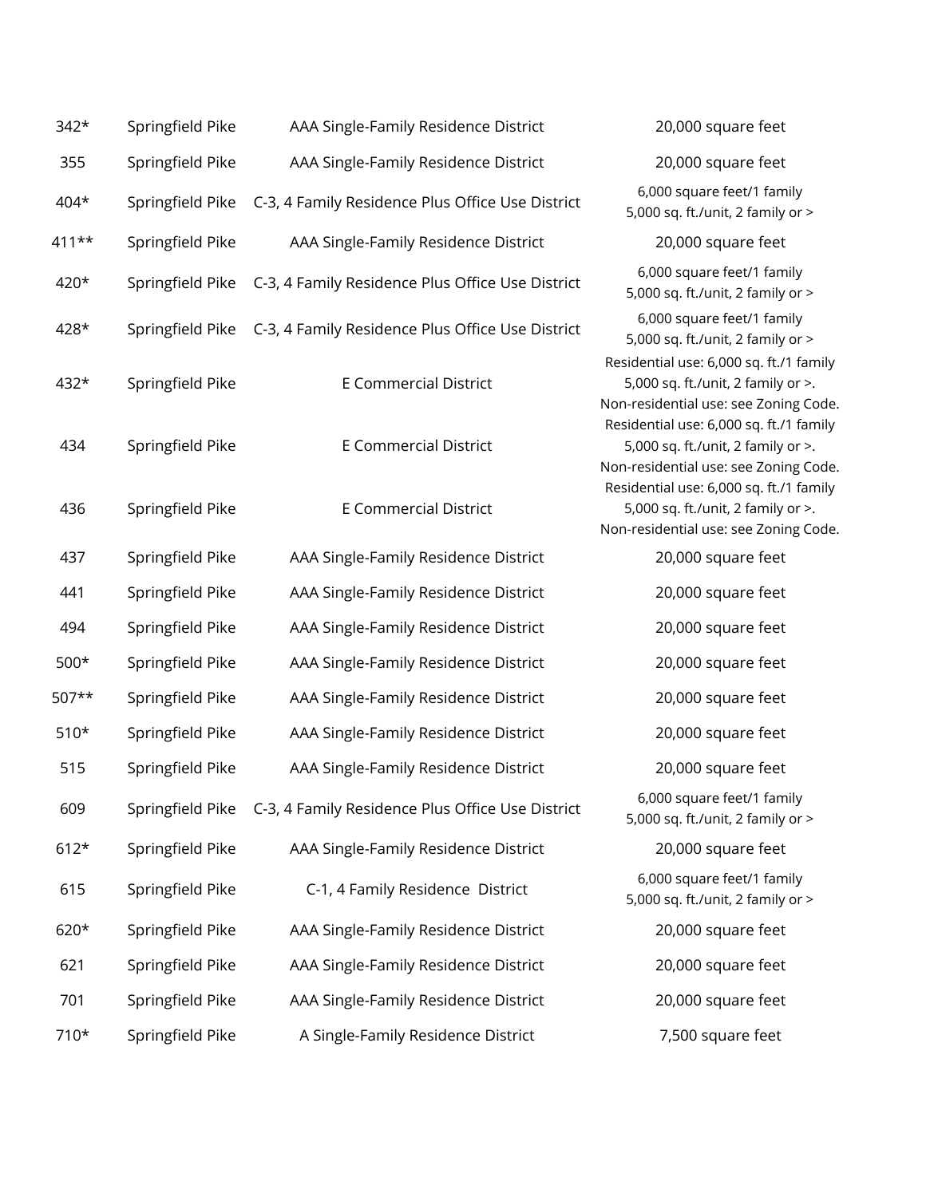| | | | |
|---|---|---|---|
| 342* | Springfield Pike | AAA Single-Family Residence District | 20,000 square feet |
| 355 | Springfield Pike | AAA Single-Family Residence District | 20,000 square feet |
| 404* | Springfield Pike | C-3, 4 Family Residence Plus Office Use District | 6,000 square feet/1 family<br>5,000 sq. ft./unit, 2 family or > |
| 411** | Springfield Pike | AAA Single-Family Residence District | 20,000 square feet |
| 420* | Springfield Pike | C-3, 4 Family Residence Plus Office Use District | 6,000 square feet/1 family<br>5,000 sq. ft./unit, 2 family or > |
| 428* | Springfield Pike | C-3, 4 Family Residence Plus Office Use District | 6,000 square feet/1 family<br>5,000 sq. ft./unit, 2 family or > |
| 432* | Springfield Pike | E Commercial District | Residential use: 6,000 sq. ft./1 family<br>5,000 sq. ft./unit, 2 family or >.<br>Non-residential use: see Zoning Code. |
| 434 | Springfield Pike | E Commercial District | Residential use: 6,000 sq. ft./1 family<br>5,000 sq. ft./unit, 2 family or >.<br>Non-residential use: see Zoning Code. |
| 436 | Springfield Pike | E Commercial District | Residential use: 6,000 sq. ft./1 family<br>5,000 sq. ft./unit, 2 family or >.<br>Non-residential use: see Zoning Code. |
| 437 | Springfield Pike | AAA Single-Family Residence District | 20,000 square feet |
| 441 | Springfield Pike | AAA Single-Family Residence District | 20,000 square feet |
| 494 | Springfield Pike | AAA Single-Family Residence District | 20,000 square feet |
| 500* | Springfield Pike | AAA Single-Family Residence District | 20,000 square feet |
| 507** | Springfield Pike | AAA Single-Family Residence District | 20,000 square feet |
| 510* | Springfield Pike | AAA Single-Family Residence District | 20,000 square feet |
| 515 | Springfield Pike | AAA Single-Family Residence District | 20,000 square feet |
| 609 | Springfield Pike | C-3, 4 Family Residence Plus Office Use District | 6,000 square feet/1 family<br>5,000 sq. ft./unit, 2 family or > |
| 612* | Springfield Pike | AAA Single-Family Residence District | 20,000 square feet |
| 615 | Springfield Pike | C-1, 4 Family Residence District | 6,000 square feet/1 family<br>5,000 sq. ft./unit, 2 family or > |
| 620* | Springfield Pike | AAA Single-Family Residence District | 20,000 square feet |
| 621 | Springfield Pike | AAA Single-Family Residence District | 20,000 square feet |
| 701 | Springfield Pike | AAA Single-Family Residence District | 20,000 square feet |
| 710* | Springfield Pike | A Single-Family Residence District | 7,500 square feet |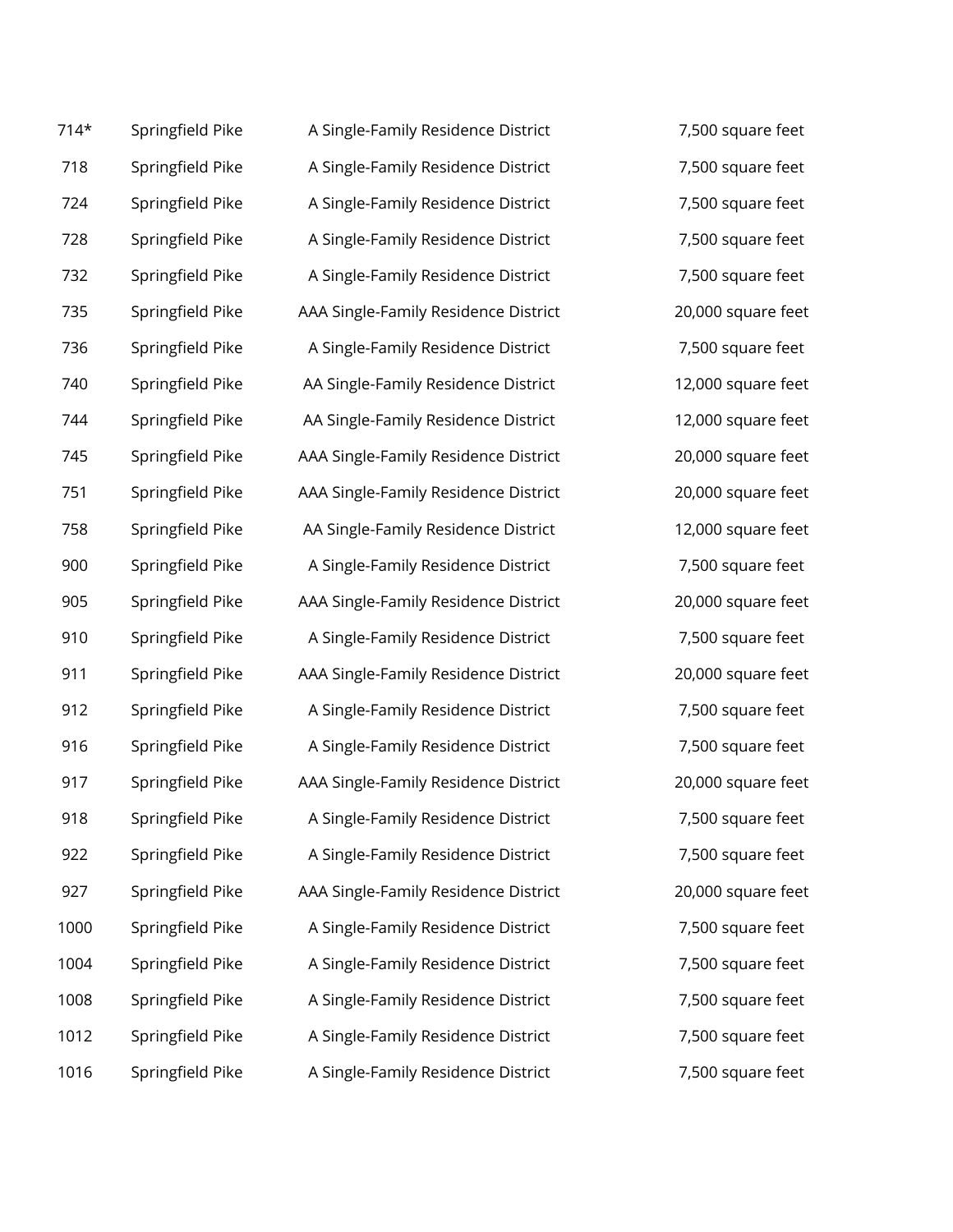| | | | |
|---|---|---|---|
| 714* | Springfield Pike | A Single-Family Residence District | 7,500 square feet |
| 718 | Springfield Pike | A Single-Family Residence District | 7,500 square feet |
| 724 | Springfield Pike | A Single-Family Residence District | 7,500 square feet |
| 728 | Springfield Pike | A Single-Family Residence District | 7,500 square feet |
| 732 | Springfield Pike | A Single-Family Residence District | 7,500 square feet |
| 735 | Springfield Pike | AAA Single-Family Residence District | 20,000 square feet |
| 736 | Springfield Pike | A Single-Family Residence District | 7,500 square feet |
| 740 | Springfield Pike | AA Single-Family Residence District | 12,000 square feet |
| 744 | Springfield Pike | AA Single-Family Residence District | 12,000 square feet |
| 745 | Springfield Pike | AAA Single-Family Residence District | 20,000 square feet |
| 751 | Springfield Pike | AAA Single-Family Residence District | 20,000 square feet |
| 758 | Springfield Pike | AA Single-Family Residence District | 12,000 square feet |
| 900 | Springfield Pike | A Single-Family Residence District | 7,500 square feet |
| 905 | Springfield Pike | AAA Single-Family Residence District | 20,000 square feet |
| 910 | Springfield Pike | A Single-Family Residence District | 7,500 square feet |
| 911 | Springfield Pike | AAA Single-Family Residence District | 20,000 square feet |
| 912 | Springfield Pike | A Single-Family Residence District | 7,500 square feet |
| 916 | Springfield Pike | A Single-Family Residence District | 7,500 square feet |
| 917 | Springfield Pike | AAA Single-Family Residence District | 20,000 square feet |
| 918 | Springfield Pike | A Single-Family Residence District | 7,500 square feet |
| 922 | Springfield Pike | A Single-Family Residence District | 7,500 square feet |
| 927 | Springfield Pike | AAA Single-Family Residence District | 20,000 square feet |
| 1000 | Springfield Pike | A Single-Family Residence District | 7,500 square feet |
| 1004 | Springfield Pike | A Single-Family Residence District | 7,500 square feet |
| 1008 | Springfield Pike | A Single-Family Residence District | 7,500 square feet |
| 1012 | Springfield Pike | A Single-Family Residence District | 7,500 square feet |
| 1016 | Springfield Pike | A Single-Family Residence District | 7,500 square feet |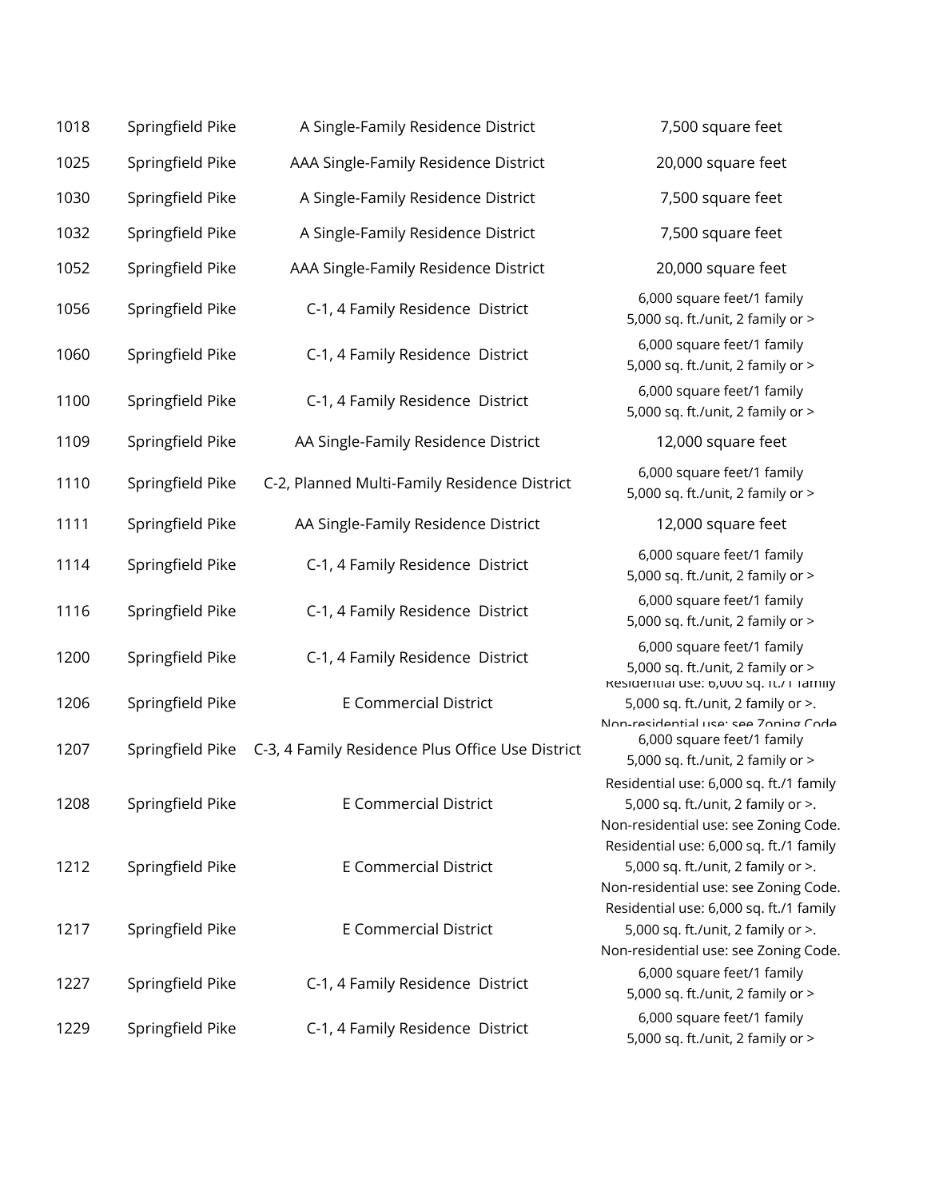| | | | |
|---|---|---|---|
| 1018 | Springfield Pike | A Single-Family Residence District | 7,500 square feet |
| 1025 | Springfield Pike | AAA Single-Family Residence District | 20,000 square feet |
| 1030 | Springfield Pike | A Single-Family Residence District | 7,500 square feet |
| 1032 | Springfield Pike | A Single-Family Residence District | 7,500 square feet |
| 1052 | Springfield Pike | AAA Single-Family Residence District | 20,000 square feet |
| 1056 | Springfield Pike | C-1, 4 Family Residence District | 6,000 square feet/1 family<br>5,000 sq. ft./unit, 2 family or > |
| 1060 | Springfield Pike | C-1, 4 Family Residence District | 6,000 square feet/1 family<br>5,000 sq. ft./unit, 2 family or > |
| 1100 | Springfield Pike | C-1, 4 Family Residence District | 6,000 square feet/1 family<br>5,000 sq. ft./unit, 2 family or > |
| 1109 | Springfield Pike | AA Single-Family Residence District | 12,000 square feet |
| 1110 | Springfield Pike | C-2, Planned Multi-Family Residence District | 6,000 square feet/1 family<br>5,000 sq. ft./unit, 2 family or > |
| 1111 | Springfield Pike | AA Single-Family Residence District | 12,000 square feet |
| 1114 | Springfield Pike | C-1, 4 Family Residence District | 6,000 square feet/1 family<br>5,000 sq. ft./unit, 2 family or > |
| 1116 | Springfield Pike | C-1, 4 Family Residence District | 6,000 square feet/1 family<br>5,000 sq. ft./unit, 2 family or > |
| 1200 | Springfield Pike | C-1, 4 Family Residence District | 6,000 square feet/1 family<br>5,000 sq. ft./unit, 2 family or > |
| 1206 | Springfield Pike | E Commercial District | Residential use: 6,000 sq. ft./1 family<br>5,000 sq. ft./unit, 2 family or >.<br>Non-residential use: see Zoning Code. |
| 1207 | Springfield Pike | C-3, 4 Family Residence Plus Office Use District | 6,000 square feet/1 family<br>5,000 sq. ft./unit, 2 family or > |
| 1208 | Springfield Pike | E Commercial District | Residential use: 6,000 sq. ft./1 family<br>5,000 sq. ft./unit, 2 family or >.<br>Non-residential use: see Zoning Code. |
| 1212 | Springfield Pike | E Commercial District | Residential use: 6,000 sq. ft./1 family<br>5,000 sq. ft./unit, 2 family or >.<br>Non-residential use: see Zoning Code. |
| 1217 | Springfield Pike | E Commercial District | Residential use: 6,000 sq. ft./1 family<br>5,000 sq. ft./unit, 2 family or >.<br>Non-residential use: see Zoning Code. |
| 1227 | Springfield Pike | C-1, 4 Family Residence District | 6,000 square feet/1 family<br>5,000 sq. ft./unit, 2 family or > |
| 1229 | Springfield Pike | C-1, 4 Family Residence District | 6,000 square feet/1 family<br>5,000 sq. ft./unit, 2 family or > |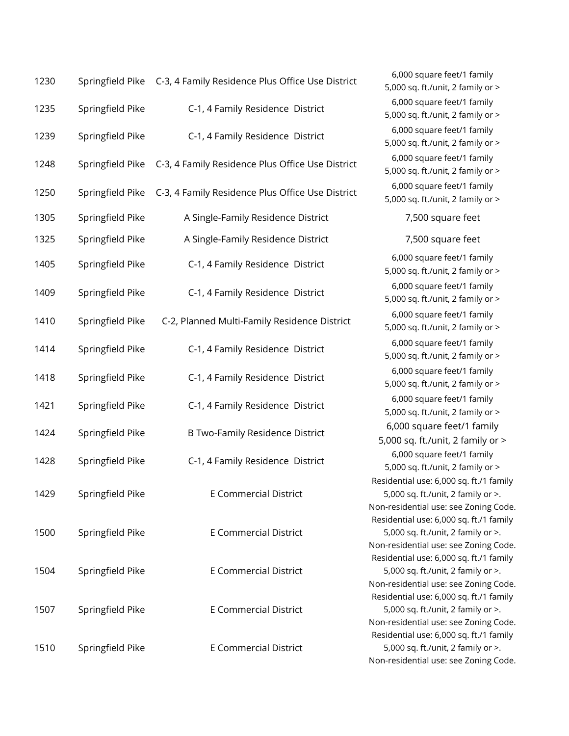| | | | |
|---|---|---|---|
| 1230 | Springfield Pike | C-3, 4 Family Residence Plus Office Use District | 6,000 square feet/1 family<br>5,000 sq. ft./unit, 2 family or > |
| 1235 | Springfield Pike | C-1, 4 Family Residence District | 6,000 square feet/1 family<br>5,000 sq. ft./unit, 2 family or > |
| 1239 | Springfield Pike | C-1, 4 Family Residence District | 6,000 square feet/1 family<br>5,000 sq. ft./unit, 2 family or > |
| 1248 | Springfield Pike | C-3, 4 Family Residence Plus Office Use District | 6,000 square feet/1 family<br>5,000 sq. ft./unit, 2 family or > |
| 1250 | Springfield Pike | C-3, 4 Family Residence Plus Office Use District | 6,000 square feet/1 family<br>5,000 sq. ft./unit, 2 family or > |
| 1305 | Springfield Pike | A Single-Family Residence District | 7,500 square feet |
| 1325 | Springfield Pike | A Single-Family Residence District | 7,500 square feet |
| 1405 | Springfield Pike | C-1, 4 Family Residence District | 6,000 square feet/1 family<br>5,000 sq. ft./unit, 2 family or > |
| 1409 | Springfield Pike | C-1, 4 Family Residence District | 6,000 square feet/1 family<br>5,000 sq. ft./unit, 2 family or > |
| 1410 | Springfield Pike | C-2, Planned Multi-Family Residence District | 6,000 square feet/1 family<br>5,000 sq. ft./unit, 2 family or > |
| 1414 | Springfield Pike | C-1, 4 Family Residence District | 6,000 square feet/1 family<br>5,000 sq. ft./unit, 2 family or > |
| 1418 | Springfield Pike | C-1, 4 Family Residence District | 6,000 square feet/1 family<br>5,000 sq. ft./unit, 2 family or > |
| 1421 | Springfield Pike | C-1, 4 Family Residence District | 6,000 square feet/1 family<br>5,000 sq. ft./unit, 2 family or > |
| 1424 | Springfield Pike | B Two-Family Residence District | 6,000 square feet/1 family<br>5,000 sq. ft./unit, 2 family or > |
| 1428 | Springfield Pike | C-1, 4 Family Residence District | 6,000 square feet/1 family<br>5,000 sq. ft./unit, 2 family or > |
| 1429 | Springfield Pike | E Commercial District | Residential use: 6,000 sq. ft./1 family<br>5,000 sq. ft./unit, 2 family or >.<br>Non-residential use: see Zoning Code. |
| 1500 | Springfield Pike | E Commercial District | Residential use: 6,000 sq. ft./1 family<br>5,000 sq. ft./unit, 2 family or >.<br>Non-residential use: see Zoning Code. |
| 1504 | Springfield Pike | E Commercial District | Residential use: 6,000 sq. ft./1 family<br>5,000 sq. ft./unit, 2 family or >.<br>Non-residential use: see Zoning Code. |
| 1507 | Springfield Pike | E Commercial District | Residential use: 6,000 sq. ft./1 family<br>5,000 sq. ft./unit, 2 family or >.<br>Non-residential use: see Zoning Code. |
| 1510 | Springfield Pike | E Commercial District | Residential use: 6,000 sq. ft./1 family<br>5,000 sq. ft./unit, 2 family or >.<br>Non-residential use: see Zoning Code. |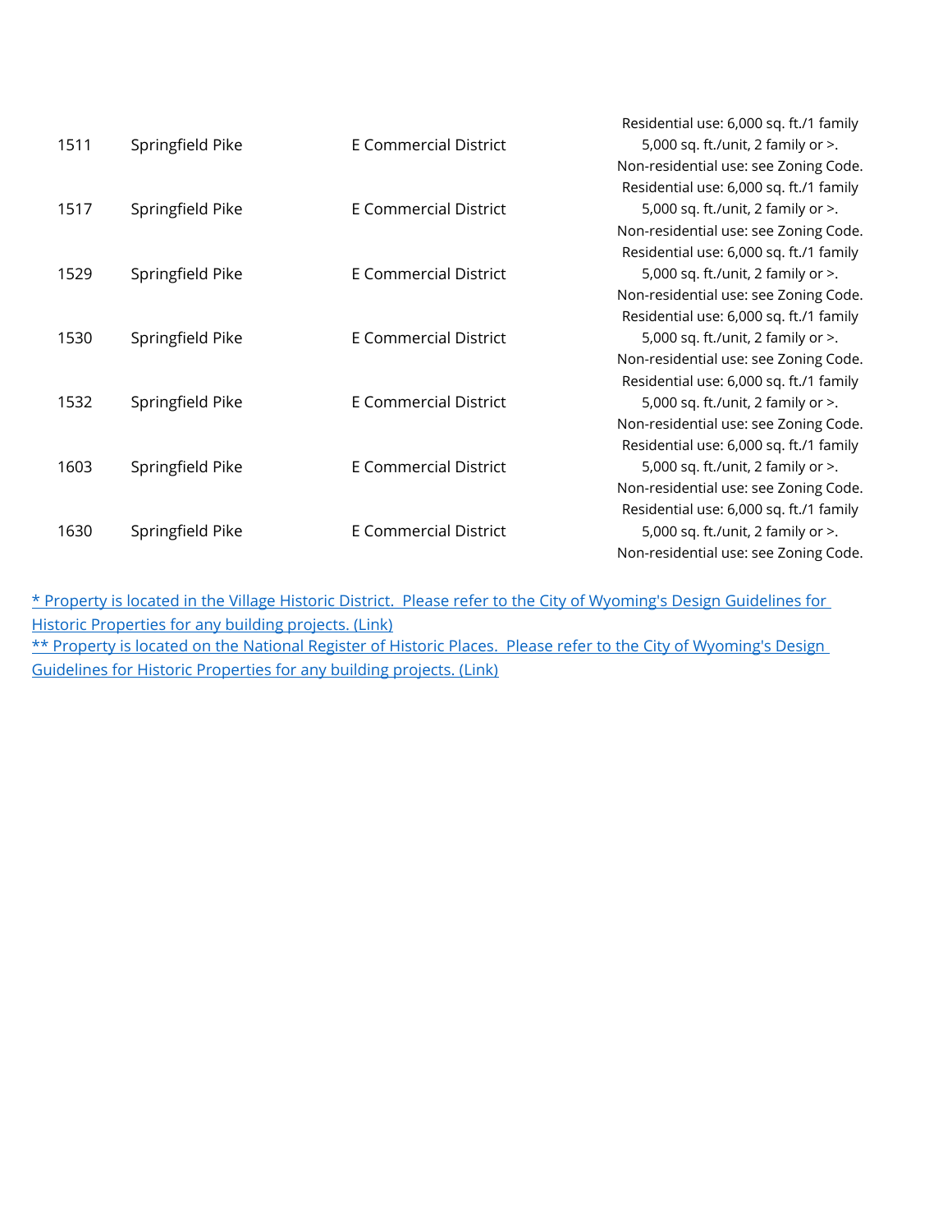| | | | |
|---|---|---|---|
| 1511 | Springfield Pike | E Commercial District | Residential use: 6,000 sq. ft./1 family 5,000 sq. ft./unit, 2 family or >. Non-residential use: see Zoning Code. |
| 1517 | Springfield Pike | E Commercial District | Residential use: 6,000 sq. ft./1 family 5,000 sq. ft./unit, 2 family or >. Non-residential use: see Zoning Code. |
| 1529 | Springfield Pike | E Commercial District | Residential use: 6,000 sq. ft./1 family 5,000 sq. ft./unit, 2 family or >. Non-residential use: see Zoning Code. |
| 1530 | Springfield Pike | E Commercial District | Residential use: 6,000 sq. ft./1 family 5,000 sq. ft./unit, 2 family or >. Non-residential use: see Zoning Code. |
| 1532 | Springfield Pike | E Commercial District | Residential use: 6,000 sq. ft./1 family 5,000 sq. ft./unit, 2 family or >. Non-residential use: see Zoning Code. |
| 1603 | Springfield Pike | E Commercial District | Residential use: 6,000 sq. ft./1 family 5,000 sq. ft./unit, 2 family or >. Non-residential use: see Zoning Code. |
| 1630 | Springfield Pike | E Commercial District | Residential use: 6,000 sq. ft./1 family 5,000 sq. ft./unit, 2 family or >. Non-residential use: see Zoning Code. |

* Property is located in the Village Historic District. Please refer to the City of Wyoming's Design Guidelines for Historic Properties for any building projects. (Link)

** Property is located on the National Register of Historic Places. Please refer to the City of Wyoming's Design Guidelines for Historic Properties for any building projects. (Link)